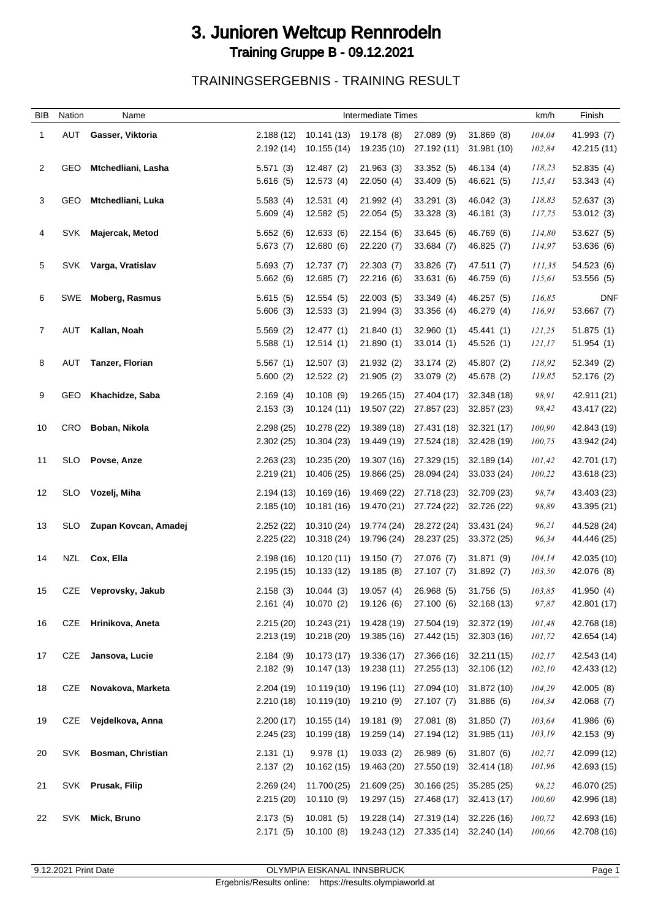# 3. Junioren Weltcup Rennrodeln

## Training Gruppe B - 09.12.2021

### TRAININGSERGEBNIS - TRAINING RESULT

| BIB | Nation | Name | Intermediate Times | | | | | km/h | Finish |
|---|---|---|---|---|---|---|---|---|---|
| 1 | AUT | **Gasser, Viktoria** | 2.188 (12) | 10.141 (13) | 19.178 (8) | 27.089 (9) | 31.869 (8) | *104,04* | 41.993 (7) |
| | | | 2.192 (14) | 10.155 (14) | 19.235 (10) | 27.192 (11) | 31.981 (10) | *102,84* | 42.215 (11) |
| 2 | GEO | **Mtchedliani, Lasha** | 5.571 (3) | 12.487 (2) | 21.963 (3) | 33.352 (5) | 46.134 (4) | *118,23* | 52.835 (4) |
| | | | 5.616 (5) | 12.573 (4) | 22.050 (4) | 33.409 (5) | 46.621 (5) | *115,41* | 53.343 (4) |
| 3 | GEO | **Mtchedliani, Luka** | 5.583 (4) | 12.531 (4) | 21.992 (4) | 33.291 (3) | 46.042 (3) | *118,83* | 52.637 (3) |
| | | | 5.609 (4) | 12.582 (5) | 22.054 (5) | 33.328 (3) | 46.181 (3) | *117,75* | 53.012 (3) |
| 4 | SVK | **Majercak, Metod** | 5.652 (6) | 12.633 (6) | 22.154 (6) | 33.645 (6) | 46.769 (6) | *114,80* | 53.627 (5) |
| | | | 5.673 (7) | 12.680 (6) | 22.220 (7) | 33.684 (7) | 46.825 (7) | *114,97* | 53.636 (6) |
| 5 | SVK | **Varga, Vratislav** | 5.693 (7) | 12.737 (7) | 22.303 (7) | 33.826 (7) | 47.511 (7) | *111,35* | 54.523 (6) |
| | | | 5.662 (6) | 12.685 (7) | 22.216 (6) | 33.631 (6) | 46.759 (6) | *115,61* | 53.556 (5) |
| 6 | SWE | **Moberg, Rasmus** | 5.615 (5) | 12.554 (5) | 22.003 (5) | 33.349 (4) | 46.257 (5) | *116,85* | DNF |
| | | | 5.606 (3) | 12.533 (3) | 21.994 (3) | 33.356 (4) | 46.279 (4) | *116,91* | 53.667 (7) |
| 7 | AUT | **Kallan, Noah** | 5.569 (2) | 12.477 (1) | 21.840 (1) | 32.960 (1) | 45.441 (1) | *121,25* | 51.875 (1) |
| | | | 5.588 (1) | 12.514 (1) | 21.890 (1) | 33.014 (1) | 45.526 (1) | *121,17* | 51.954 (1) |
| 8 | AUT | **Tanzer, Florian** | 5.567 (1) | 12.507 (3) | 21.932 (2) | 33.174 (2) | 45.807 (2) | *118,92* | 52.349 (2) |
| | | | 5.600 (2) | 12.522 (2) | 21.905 (2) | 33.079 (2) | 45.678 (2) | *119,85* | 52.176 (2) |
| 9 | GEO | **Khachidze, Saba** | 2.169 (4) | 10.108 (9) | 19.265 (15) | 27.404 (17) | 32.348 (18) | *98,91* | 42.911 (21) |
| | | | 2.153 (3) | 10.124 (11) | 19.507 (22) | 27.857 (23) | 32.857 (23) | *98,42* | 43.417 (22) |
| 10 | CRO | **Boban, Nikola** | 2.298 (25) | 10.278 (22) | 19.389 (18) | 27.431 (18) | 32.321 (17) | *100,90* | 42.843 (19) |
| | | | 2.302 (25) | 10.304 (23) | 19.449 (19) | 27.524 (18) | 32.428 (19) | *100,75* | 43.942 (24) |
| 11 | SLO | **Povse, Anze** | 2.263 (23) | 10.235 (20) | 19.307 (16) | 27.329 (15) | 32.189 (14) | *101,42* | 42.701 (17) |
| | | | 2.219 (21) | 10.406 (25) | 19.866 (25) | 28.094 (24) | 33.033 (24) | *100,22* | 43.618 (23) |
| 12 | SLO | **Vozelj, Miha** | 2.194 (13) | 10.169 (16) | 19.469 (22) | 27.718 (23) | 32.709 (23) | *98,74* | 43.403 (23) |
| | | | 2.185 (10) | 10.181 (16) | 19.470 (21) | 27.724 (22) | 32.726 (22) | *98,89* | 43.395 (21) |
| 13 | SLO | **Zupan Kovcan, Amadej** | 2.252 (22) | 10.310 (24) | 19.774 (24) | 28.272 (24) | 33.431 (24) | *96,21* | 44.528 (24) |
| | | | 2.225 (22) | 10.318 (24) | 19.796 (24) | 28.237 (25) | 33.372 (25) | *96,34* | 44.446 (25) |
| 14 | NZL | **Cox, Ella** | 2.198 (16) | 10.120 (11) | 19.150 (7) | 27.076 (7) | 31.871 (9) | *104,14* | 42.035 (10) |
| | | | 2.195 (15) | 10.133 (12) | 19.185 (8) | 27.107 (7) | 31.892 (7) | *103,50* | 42.076 (8) |
| 15 | CZE | **Veprovsky, Jakub** | 2.158 (3) | 10.044 (3) | 19.057 (4) | 26.968 (5) | 31.756 (5) | *103,85* | 41.950 (4) |
| | | | 2.161 (4) | 10.070 (2) | 19.126 (6) | 27.100 (6) | 32.168 (13) | *97,87* | 42.801 (17) |
| 16 | CZE | **Hrinikova, Aneta** | 2.215 (20) | 10.243 (21) | 19.428 (19) | 27.504 (19) | 32.372 (19) | *101,48* | 42.768 (18) |
| | | | 2.213 (19) | 10.218 (20) | 19.385 (16) | 27.442 (15) | 32.303 (16) | *101,72* | 42.654 (14) |
| 17 | CZE | **Jansova, Lucie** | 2.184 (9) | 10.173 (17) | 19.336 (17) | 27.366 (16) | 32.211 (15) | *102,17* | 42.543 (14) |
| | | | 2.182 (9) | 10.147 (13) | 19.238 (11) | 27.255 (13) | 32.106 (12) | *102,10* | 42.433 (12) |
| 18 | CZE | **Novakova, Marketa** | 2.204 (19) | 10.119 (10) | 19.196 (11) | 27.094 (10) | 31.872 (10) | *104,29* | 42.005 (8) |
| | | | 2.210 (18) | 10.119 (10) | 19.210 (9) | 27.107 (7) | 31.886 (6) | *104,34* | 42.068 (7) |
| 19 | CZE | **Vejdelkova, Anna** | 2.200 (17) | 10.155 (14) | 19.181 (9) | 27.081 (8) | 31.850 (7) | *103,64* | 41.986 (6) |
| | | | 2.245 (23) | 10.199 (18) | 19.259 (14) | 27.194 (12) | 31.985 (11) | *103,19* | 42.153 (9) |
| 20 | SVK | **Bosman, Christian** | 2.131 (1) | 9.978 (1) | 19.033 (2) | 26.989 (6) | 31.807 (6) | *102,71* | 42.099 (12) |
| | | | 2.137 (2) | 10.162 (15) | 19.463 (20) | 27.550 (19) | 32.414 (18) | *101,96* | 42.693 (15) |
| 21 | SVK | **Prusak, Filip** | 2.269 (24) | 11.700 (25) | 21.609 (25) | 30.166 (25) | 35.285 (25) | *98,22* | 46.070 (25) |
| | | | 2.215 (20) | 10.110 (9) | 19.297 (15) | 27.468 (17) | 32.413 (17) | *100,60* | 42.996 (18) |
| 22 | SVK | **Mick, Bruno** | 2.173 (5) | 10.081 (5) | 19.228 (14) | 27.319 (14) | 32.226 (16) | *100,72* | 42.693 (16) |
| | | | 2.171 (5) | 10.100 (8) | 19.243 (12) | 27.335 (14) | 32.240 (14) | *100,66* | 42.708 (16) |

9.12.2021 Print Date — OLYMPIA EISKANAL INNSBRUCK

Ergebnis/Results online: https://results.olympiaworld.at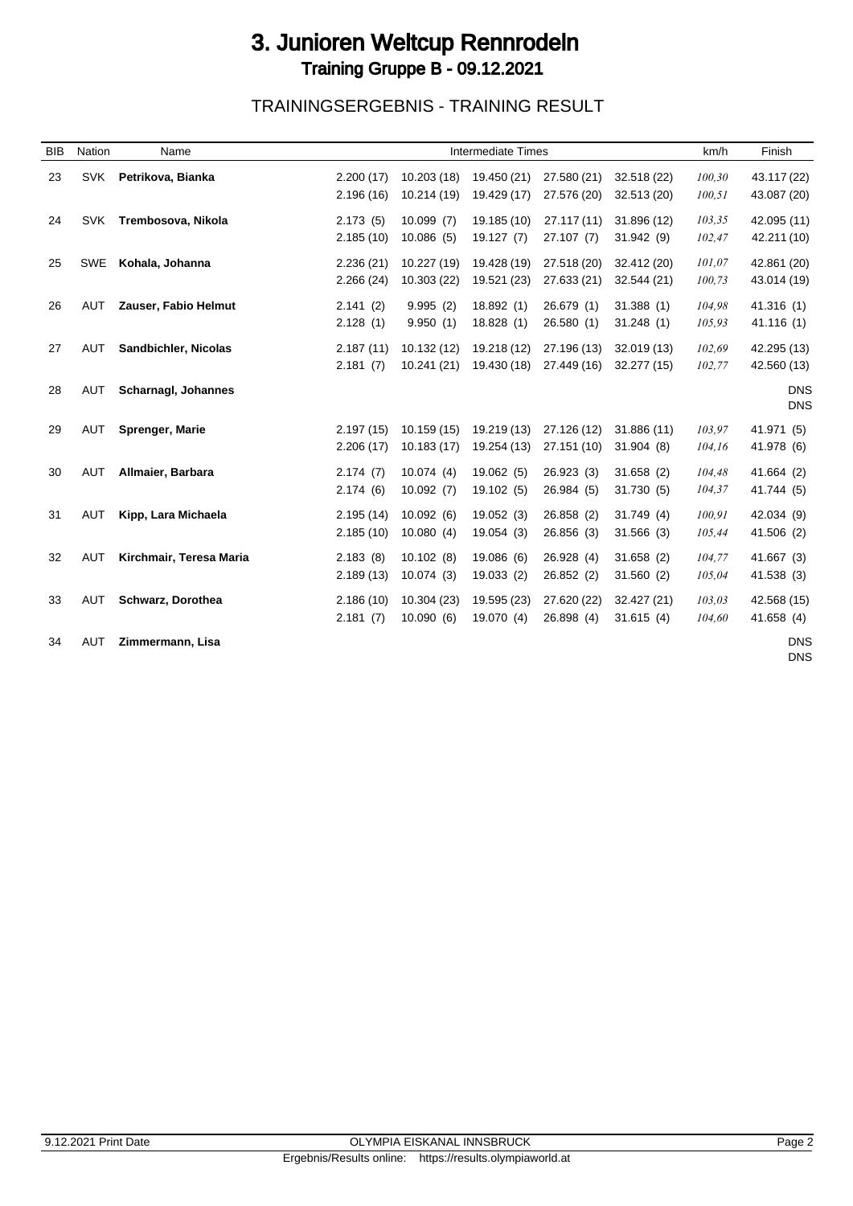# 3. Junioren Weltcup Rennrodeln

## Training Gruppe B - 09.12.2021

### TRAININGSERGEBNIS - TRAINING RESULT

| BIB | Nation | Name | Intermediate Times | | | | | km/h | Finish |
|---|---|---|---|---|---|---|---|---|---|
| 23 | SVK | **Petrikova, Bianka** | 2.200 (17) | 10.203 (18) | 19.450 (21) | 27.580 (21) | 32.518 (22) | *100,30* | 43.117 (22) |
| | | | 2.196 (16) | 10.214 (19) | 19.429 (17) | 27.576 (20) | 32.513 (20) | *100,51* | 43.087 (20) |
| 24 | SVK | **Trembosova, Nikola** | 2.173 (5) | 10.099 (7) | 19.185 (10) | 27.117 (11) | 31.896 (12) | *103,35* | 42.095 (11) |
| | | | 2.185 (10) | 10.086 (5) | 19.127 (7) | 27.107 (7) | 31.942 (9) | *102,47* | 42.211 (10) |
| 25 | SWE | **Kohala, Johanna** | 2.236 (21) | 10.227 (19) | 19.428 (19) | 27.518 (20) | 32.412 (20) | *101,07* | 42.861 (20) |
| | | | 2.266 (24) | 10.303 (22) | 19.521 (23) | 27.633 (21) | 32.544 (21) | *100,73* | 43.014 (19) |
| 26 | AUT | **Zauser, Fabio Helmut** | 2.141 (2) | 9.995 (2) | 18.892 (1) | 26.679 (1) | 31.388 (1) | *104,98* | 41.316 (1) |
| | | | 2.128 (1) | 9.950 (1) | 18.828 (1) | 26.580 (1) | 31.248 (1) | *105,93* | 41.116 (1) |
| 27 | AUT | **Sandbichler, Nicolas** | 2.187 (11) | 10.132 (12) | 19.218 (12) | 27.196 (13) | 32.019 (13) | *102,69* | 42.295 (13) |
| | | | 2.181 (7) | 10.241 (21) | 19.430 (18) | 27.449 (16) | 32.277 (15) | *102,77* | 42.560 (13) |
| 28 | AUT | **Scharnagl, Johannes** | | | | | | | DNS |
| | | | | | | | | | DNS |
| 29 | AUT | **Sprenger, Marie** | 2.197 (15) | 10.159 (15) | 19.219 (13) | 27.126 (12) | 31.886 (11) | *103,97* | 41.971 (5) |
| | | | 2.206 (17) | 10.183 (17) | 19.254 (13) | 27.151 (10) | 31.904 (8) | *104,16* | 41.978 (6) |
| 30 | AUT | **Allmaier, Barbara** | 2.174 (7) | 10.074 (4) | 19.062 (5) | 26.923 (3) | 31.658 (2) | *104,48* | 41.664 (2) |
| | | | 2.174 (6) | 10.092 (7) | 19.102 (5) | 26.984 (5) | 31.730 (5) | *104,37* | 41.744 (5) |
| 31 | AUT | **Kipp, Lara Michaela** | 2.195 (14) | 10.092 (6) | 19.052 (3) | 26.858 (2) | 31.749 (4) | *100,91* | 42.034 (9) |
| | | | 2.185 (10) | 10.080 (4) | 19.054 (3) | 26.856 (3) | 31.566 (3) | *105,44* | 41.506 (2) |
| 32 | AUT | **Kirchmair, Teresa Maria** | 2.183 (8) | 10.102 (8) | 19.086 (6) | 26.928 (4) | 31.658 (2) | *104,77* | 41.667 (3) |
| | | | 2.189 (13) | 10.074 (3) | 19.033 (2) | 26.852 (2) | 31.560 (2) | *105,04* | 41.538 (3) |
| 33 | AUT | **Schwarz, Dorothea** | 2.186 (10) | 10.304 (23) | 19.595 (23) | 27.620 (22) | 32.427 (21) | *103,03* | 42.568 (15) |
| | | | 2.181 (7) | 10.090 (6) | 19.070 (4) | 26.898 (4) | 31.615 (4) | *104,60* | 41.658 (4) |
| 34 | AUT | **Zimmermann, Lisa** | | | | | | | DNS |
| | | | | | | | | | DNS |

9.12.2021 Print Date — OLYMPIA EISKANAL INNSBRUCK

Ergebnis/Results online: https://results.olympiaworld.at